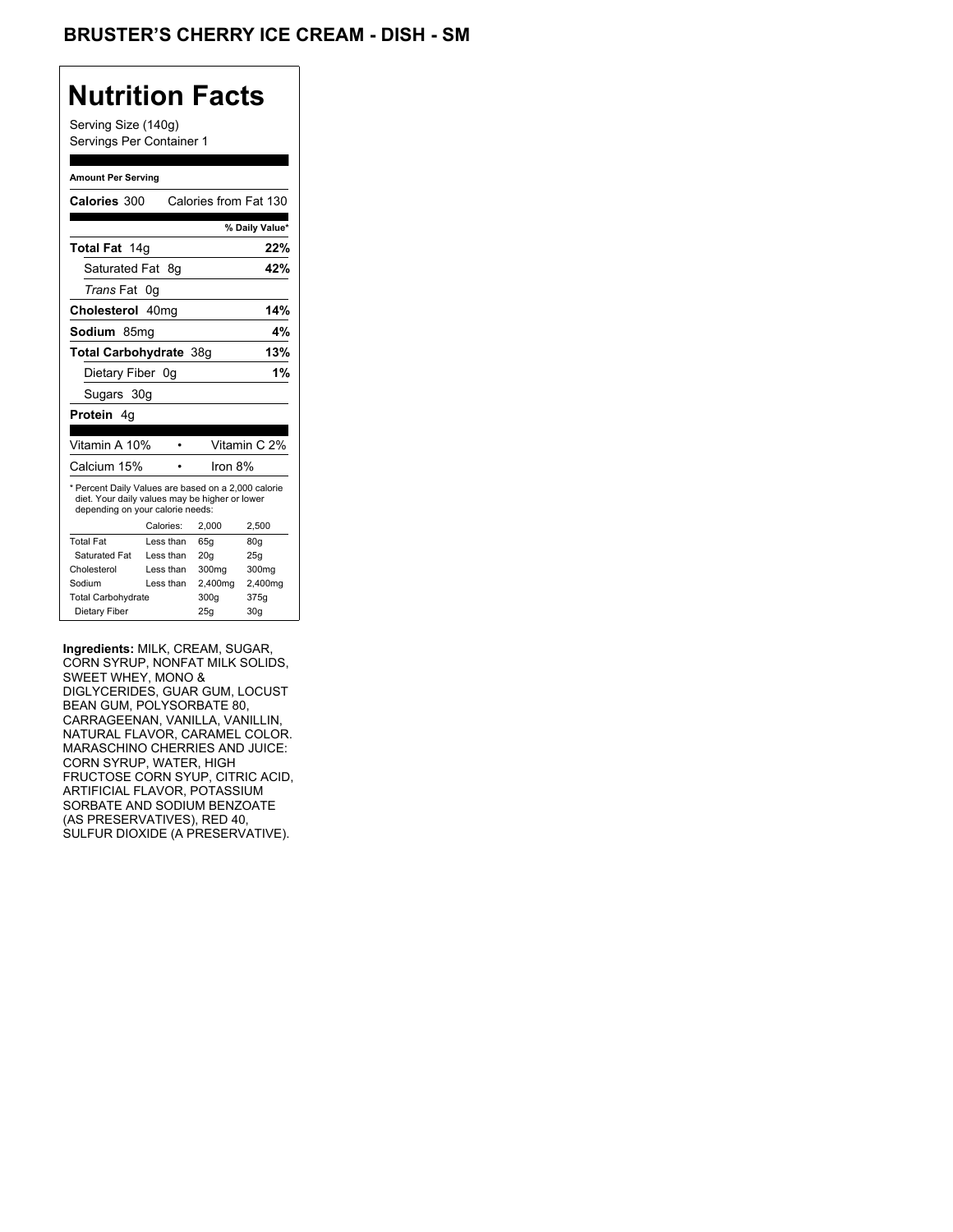# BRUSTER'S CHERRY ICE CREAM - DISH - SM

## Nutrition Facts

Serving Size (140g)
Servings Per Container 1

**Amount Per Serving**

| | |
|---|---|
| **Calories** 300 | Calories from Fat 130 |
| | **% Daily Value*** |
| **Total Fat** 14g | **22%** |
| Saturated Fat 8g | **42%** |
| *Trans* Fat 0g | |
| **Cholesterol** 40mg | **14%** |
| **Sodium** 85mg | **4%** |
| **Total Carbohydrate** 38g | **13%** |
| Dietary Fiber 0g | **1%** |
| Sugars 30g | |
| **Protein** 4g | |

| | |
|---|---|
| Vitamin A 10% | Vitamin C 2% |
| Calcium 15% | Iron 8% |

* Percent Daily Values are based on a 2,000 calorie diet. Your daily values may be higher or lower depending on your calorie needs:

| | Calories: | 2,000 | 2,500 |
|---|---|---|---|
| Total Fat | Less than | 65g | 80g |
| Saturated Fat | Less than | 20g | 25g |
| Cholesterol | Less than | 300mg | 300mg |
| Sodium | Less than | 2,400mg | 2,400mg |
| Total Carbohydrate | | 300g | 375g |
| Dietary Fiber | | 25g | 30g |

**Ingredients:** MILK, CREAM, SUGAR, CORN SYRUP, NONFAT MILK SOLIDS, SWEET WHEY, MONO & DIGLYCERIDES, GUAR GUM, LOCUST BEAN GUM, POLYSORBATE 80, CARRAGEENAN, VANILLA, VANILLIN, NATURAL FLAVOR, CARAMEL COLOR. MARASCHINO CHERRIES AND JUICE: CORN SYRUP, WATER, HIGH FRUCTOSE CORN SYUP, CITRIC ACID, ARTIFICIAL FLAVOR, POTASSIUM SORBATE AND SODIUM BENZOATE (AS PRESERVATIVES), RED 40, SULFUR DIOXIDE (A PRESERVATIVE).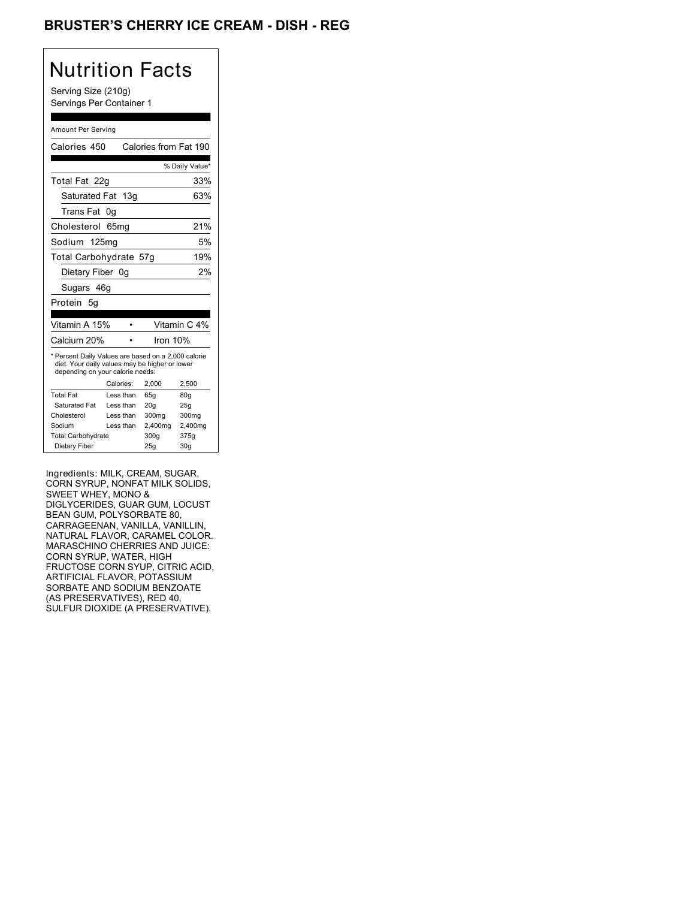## BRUSTER'S CHERRY ICE CREAM - DISH - REG

# Nutrition Facts

Serving Size (210g)
Servings Per Container 1

Amount Per Serving

| Calories 450 | Calories from Fat 190 |
|---|---|
| | % Daily Value* |
| Total Fat 22g | 33% |
| Saturated Fat 13g | 63% |
| Trans Fat 0g | |
| Cholesterol 65mg | 21% |
| Sodium 125mg | 5% |
| Total Carbohydrate 57g | 19% |
| Dietary Fiber 0g | 2% |
| Sugars 46g | |
| Protein 5g | |

| Vitamin A 15% | Vitamin C 4% |
|---|---|
| Calcium 20% | Iron 10% |

* Percent Daily Values are based on a 2,000 calorie diet. Your daily values may be higher or lower depending on your calorie needs:

| | Calories: | 2,000 | 2,500 |
|---|---|---|---|
| Total Fat | Less than | 65g | 80g |
| Saturated Fat | Less than | 20g | 25g |
| Cholesterol | Less than | 300mg | 300mg |
| Sodium | Less than | 2,400mg | 2,400mg |
| Total Carbohydrate | | 300g | 375g |
| Dietary Fiber | | 25g | 30g |

Ingredients: MILK, CREAM, SUGAR, CORN SYRUP, NONFAT MILK SOLIDS, SWEET WHEY, MONO & DIGLYCERIDES, GUAR GUM, LOCUST BEAN GUM, POLYSORBATE 80, CARRAGEENAN, VANILLA, VANILLIN, NATURAL FLAVOR, CARAMEL COLOR. MARASCHINO CHERRIES AND JUICE: CORN SYRUP, WATER, HIGH FRUCTOSE CORN SYUP, CITRIC ACID, ARTIFICIAL FLAVOR, POTASSIUM SORBATE AND SODIUM BENZOATE (AS PRESERVATIVES), RED 40, SULFUR DIOXIDE (A PRESERVATIVE).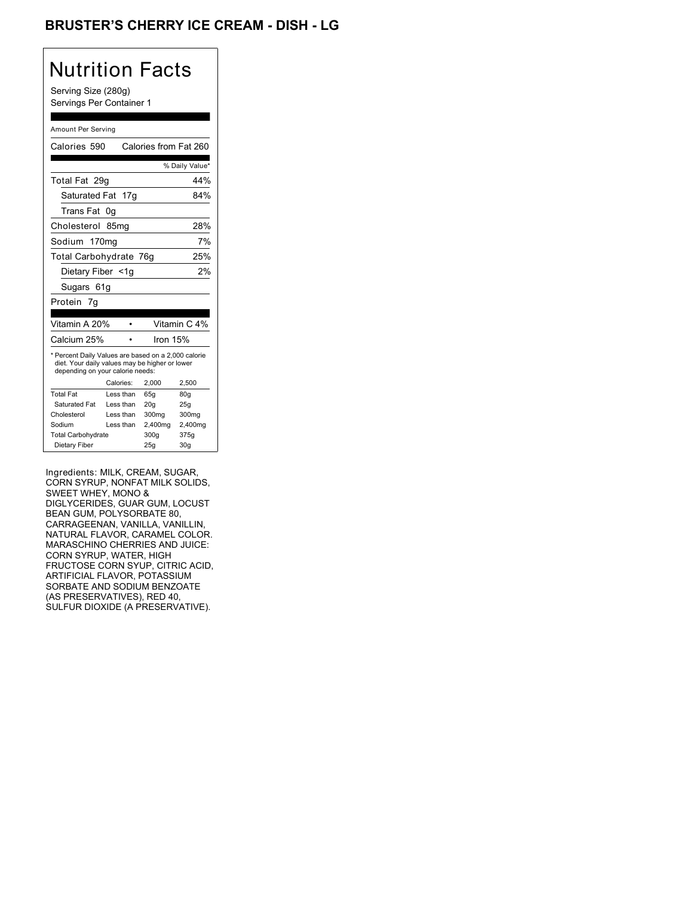# BRUSTER'S CHERRY ICE CREAM - DISH - LG

## Nutrition Facts

Serving Size (280g)
Servings Per Container 1

Amount Per Serving

| Nutrient | Amount | % Daily Value* |
|---|---|---|
| Calories 590 | Calories from Fat 260 | |
| Total Fat | 29g | 44% |
| Saturated Fat | 17g | 84% |
| Trans Fat | 0g | |
| Cholesterol | 85mg | 28% |
| Sodium | 170mg | 7% |
| Total Carbohydrate | 76g | 25% |
| Dietary Fiber | <1g | 2% |
| Sugars | 61g | |
| Protein | 7g | |

| | |
|---|---|
| Vitamin A 20% | Vitamin C 4% |
| Calcium 25% | Iron 15% |

* Percent Daily Values are based on a 2,000 calorie diet. Your daily values may be higher or lower depending on your calorie needs:

| | Calories: | 2,000 | 2,500 |
|---|---|---|---|
| Total Fat | Less than | 65g | 80g |
| Saturated Fat | Less than | 20g | 25g |
| Cholesterol | Less than | 300mg | 300mg |
| Sodium | Less than | 2,400mg | 2,400mg |
| Total Carbohydrate | | 300g | 375g |
| Dietary Fiber | | 25g | 30g |

Ingredients: MILK, CREAM, SUGAR, CORN SYRUP, NONFAT MILK SOLIDS, SWEET WHEY, MONO & DIGLYCERIDES, GUAR GUM, LOCUST BEAN GUM, POLYSORBATE 80, CARRAGEENAN, VANILLA, VANILLIN, NATURAL FLAVOR, CARAMEL COLOR. MARASCHINO CHERRIES AND JUICE: CORN SYRUP, WATER, HIGH FRUCTOSE CORN SYUP, CITRIC ACID, ARTIFICIAL FLAVOR, POTASSIUM SORBATE AND SODIUM BENZOATE (AS PRESERVATIVES), RED 40, SULFUR DIOXIDE (A PRESERVATIVE).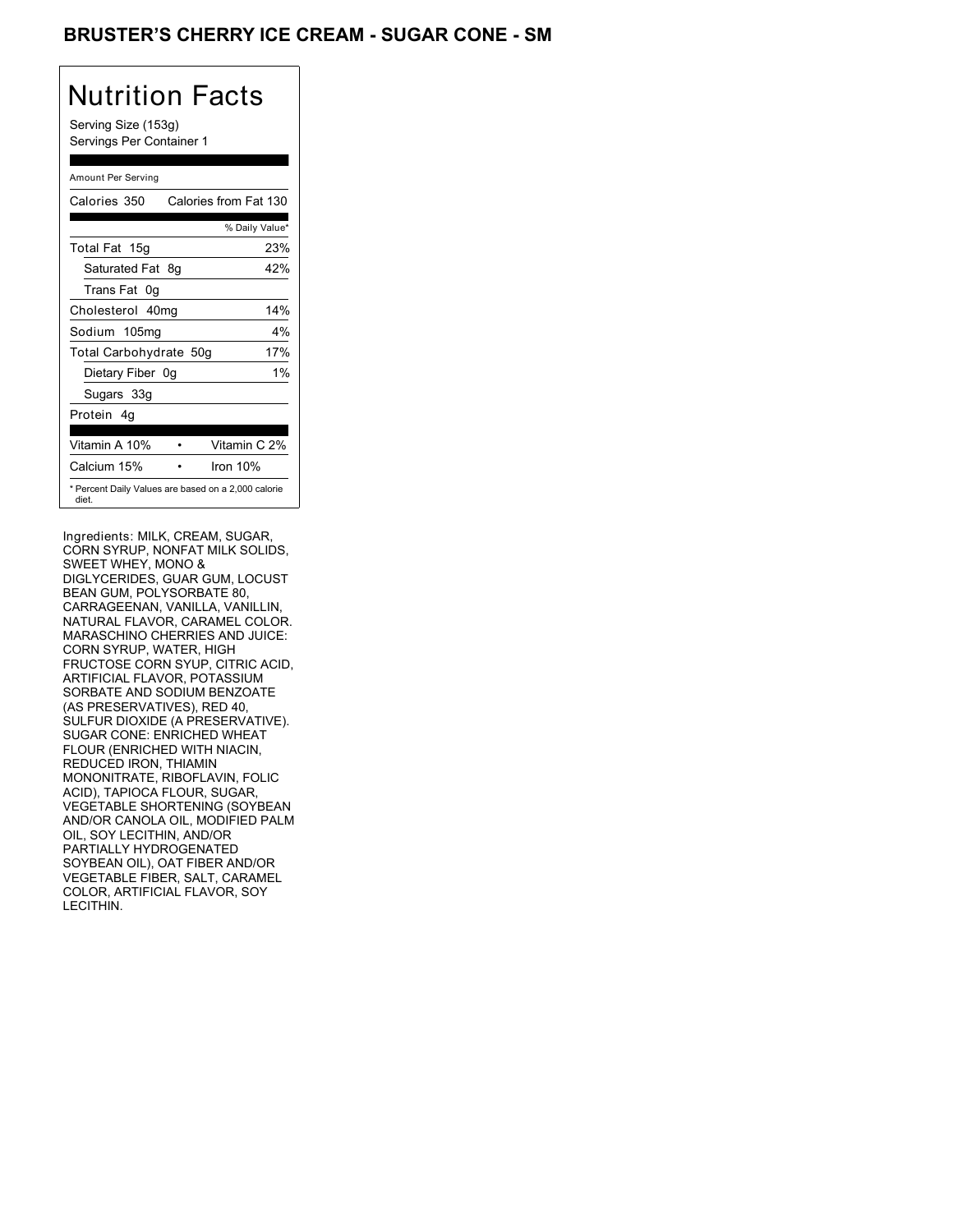# BRUSTER'S CHERRY ICE CREAM - SUGAR CONE - SM

## Nutrition Facts

Serving Size (153g)
Servings Per Container 1

Amount Per Serving

| Calories 350 | Calories from Fat 130 |
|---|---|
| | % Daily Value* |
| Total Fat 15g | 23% |
| Saturated Fat 8g | 42% |
| Trans Fat 0g | |
| Cholesterol 40mg | 14% |
| Sodium 105mg | 4% |
| Total Carbohydrate 50g | 17% |
| Dietary Fiber 0g | 1% |
| Sugars 33g | |
| Protein 4g | |

| Vitamin A 10% | • | Vitamin C 2% |
|---|---|---|
| Calcium 15% | • | Iron 10% |

* Percent Daily Values are based on a 2,000 calorie diet.

Ingredients: MILK, CREAM, SUGAR, CORN SYRUP, NONFAT MILK SOLIDS, SWEET WHEY, MONO & DIGLYCERIDES, GUAR GUM, LOCUST BEAN GUM, POLYSORBATE 80, CARRAGEENAN, VANILLA, VANILLIN, NATURAL FLAVOR, CARAMEL COLOR. MARASCHINO CHERRIES AND JUICE: CORN SYRUP, WATER, HIGH FRUCTOSE CORN SYUP, CITRIC ACID, ARTIFICIAL FLAVOR, POTASSIUM SORBATE AND SODIUM BENZOATE (AS PRESERVATIVES), RED 40, SULFUR DIOXIDE (A PRESERVATIVE). SUGAR CONE: ENRICHED WHEAT FLOUR (ENRICHED WITH NIACIN, REDUCED IRON, THIAMIN MONONITRATE, RIBOFLAVIN, FOLIC ACID), TAPIOCA FLOUR, SUGAR, VEGETABLE SHORTENING (SOYBEAN AND/OR CANOLA OIL, MODIFIED PALM OIL, SOY LECITHIN, AND/OR PARTIALLY HYDROGENATED SOYBEAN OIL), OAT FIBER AND/OR VEGETABLE FIBER, SALT, CARAMEL COLOR, ARTIFICIAL FLAVOR, SOY LECITHIN.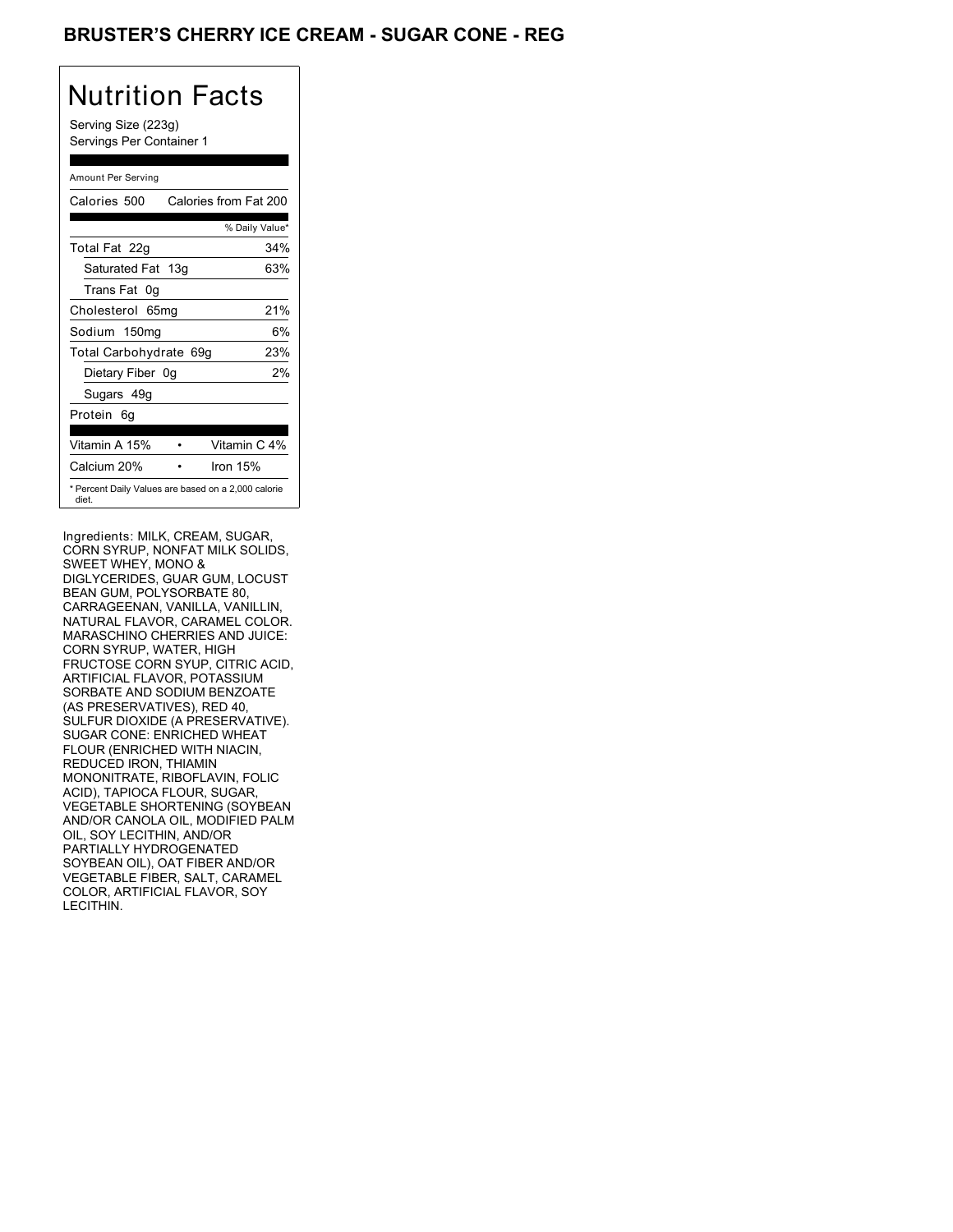# BRUSTER'S CHERRY ICE CREAM - SUGAR CONE - REG

## Nutrition Facts

Serving Size (223g)
Servings Per Container 1

Amount Per Serving

| Calories 500 | Calories from Fat 200 |
|---|---|
| | % Daily Value* |
| Total Fat 22g | 34% |
| Saturated Fat 13g | 63% |
| Trans Fat 0g | |
| Cholesterol 65mg | 21% |
| Sodium 150mg | 6% |
| Total Carbohydrate 69g | 23% |
| Dietary Fiber 0g | 2% |
| Sugars 49g | |
| Protein 6g | |
| Vitamin A 15% | Vitamin C 4% |
| Calcium 20% | Iron 15% |

* Percent Daily Values are based on a 2,000 calorie diet.

Ingredients: MILK, CREAM, SUGAR, CORN SYRUP, NONFAT MILK SOLIDS, SWEET WHEY, MONO & DIGLYCERIDES, GUAR GUM, LOCUST BEAN GUM, POLYSORBATE 80, CARRAGEENAN, VANILLA, VANILLIN, NATURAL FLAVOR, CARAMEL COLOR. MARASCHINO CHERRIES AND JUICE: CORN SYRUP, WATER, HIGH FRUCTOSE CORN SYUP, CITRIC ACID, ARTIFICIAL FLAVOR, POTASSIUM SORBATE AND SODIUM BENZOATE (AS PRESERVATIVES), RED 40, SULFUR DIOXIDE (A PRESERVATIVE). SUGAR CONE: ENRICHED WHEAT FLOUR (ENRICHED WITH NIACIN, REDUCED IRON, THIAMIN MONONITRATE, RIBOFLAVIN, FOLIC ACID), TAPIOCA FLOUR, SUGAR, VEGETABLE SHORTENING (SOYBEAN AND/OR CANOLA OIL, MODIFIED PALM OIL, SOY LECITHIN, AND/OR PARTIALLY HYDROGENATED SOYBEAN OIL), OAT FIBER AND/OR VEGETABLE FIBER, SALT, CARAMEL COLOR, ARTIFICIAL FLAVOR, SOY LECITHIN.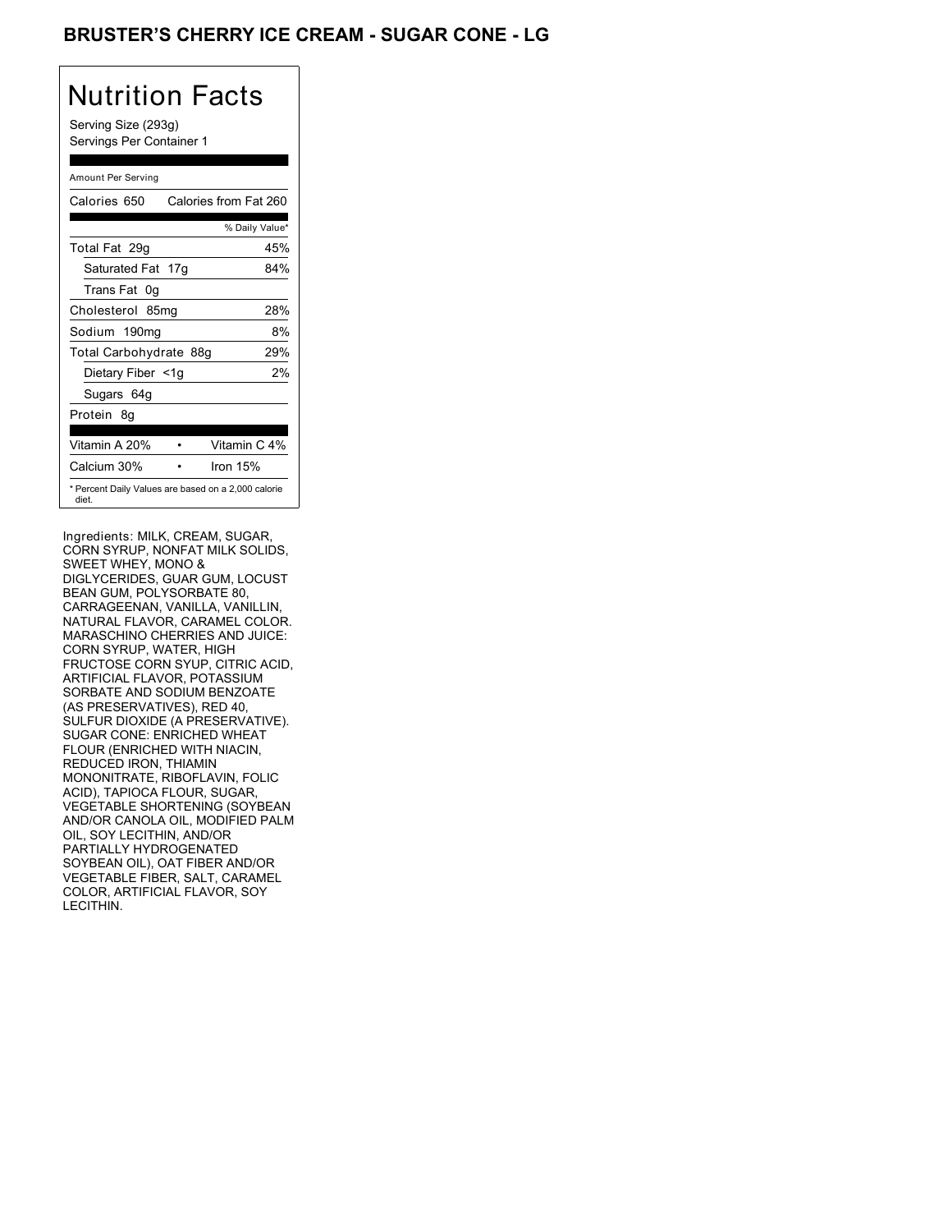# BRUSTER'S CHERRY ICE CREAM - SUGAR CONE - LG

## Nutrition Facts

Serving Size (293g)
Servings Per Container 1

| Amount Per Serving | |
|---|---|
| Calories 650 | Calories from Fat 260 |
| | % Daily Value* |
| Total Fat 29g | 45% |
| Saturated Fat 17g | 84% |
| Trans Fat 0g | |
| Cholesterol 85mg | 28% |
| Sodium 190mg | 8% |
| Total Carbohydrate 88g | 29% |
| Dietary Fiber <1g | 2% |
| Sugars 64g | |
| Protein 8g | |
| Vitamin A 20% | Vitamin C 4% |
| Calcium 30% | Iron 15% |

* Percent Daily Values are based on a 2,000 calorie diet.

Ingredients: MILK, CREAM, SUGAR, CORN SYRUP, NONFAT MILK SOLIDS, SWEET WHEY, MONO & DIGLYCERIDES, GUAR GUM, LOCUST BEAN GUM, POLYSORBATE 80, CARRAGEENAN, VANILLA, VANILLIN, NATURAL FLAVOR, CARAMEL COLOR. MARASCHINO CHERRIES AND JUICE: CORN SYRUP, WATER, HIGH FRUCTOSE CORN SYUP, CITRIC ACID, ARTIFICIAL FLAVOR, POTASSIUM SORBATE AND SODIUM BENZOATE (AS PRESERVATIVES), RED 40, SULFUR DIOXIDE (A PRESERVATIVE). SUGAR CONE: ENRICHED WHEAT FLOUR (ENRICHED WITH NIACIN, REDUCED IRON, THIAMIN MONONITRATE, RIBOFLAVIN, FOLIC ACID), TAPIOCA FLOUR, SUGAR, VEGETABLE SHORTENING (SOYBEAN AND/OR CANOLA OIL, MODIFIED PALM OIL, SOY LECITHIN, AND/OR PARTIALLY HYDROGENATED SOYBEAN OIL), OAT FIBER AND/OR VEGETABLE FIBER, SALT, CARAMEL COLOR, ARTIFICIAL FLAVOR, SOY LECITHIN.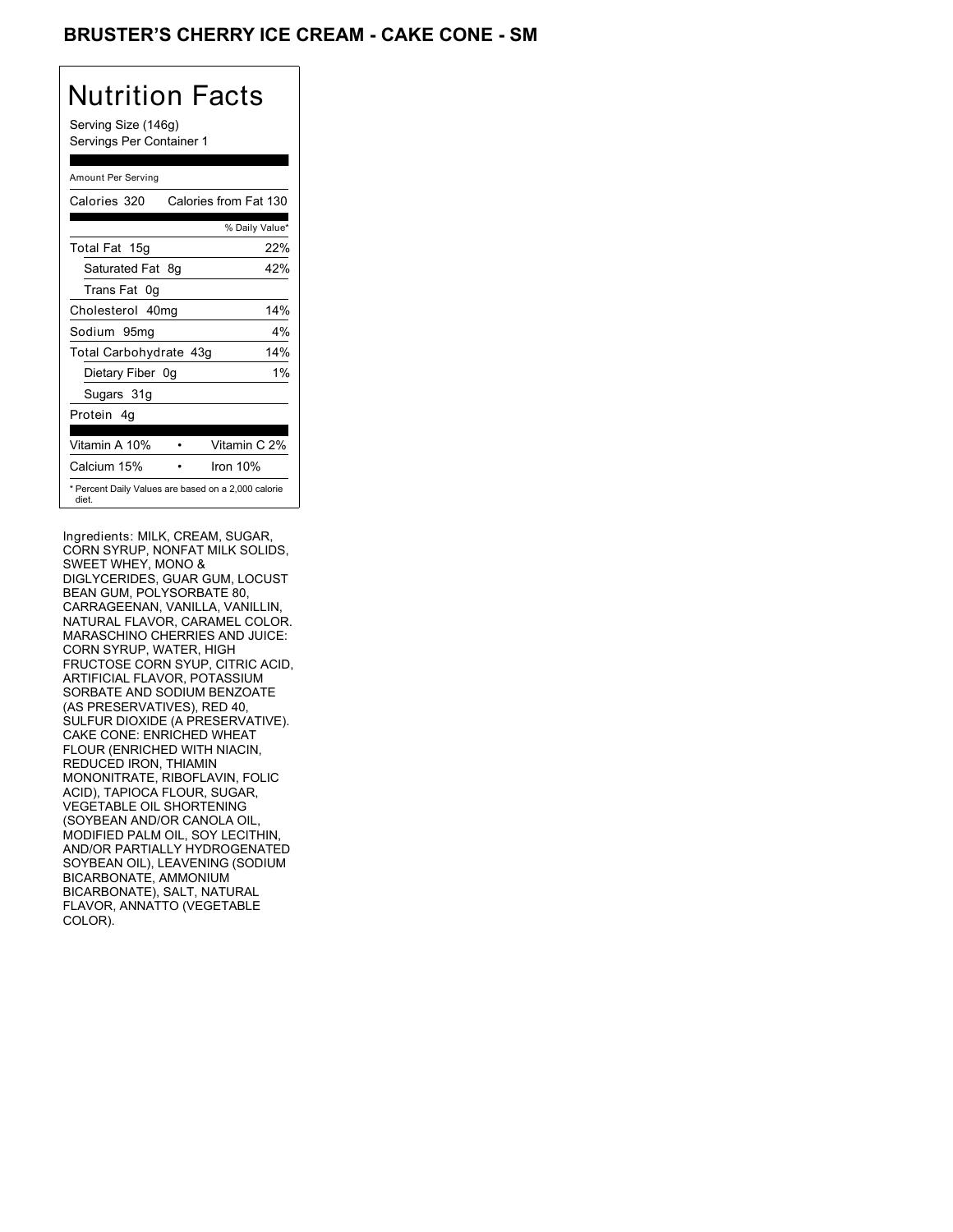# BRUSTER'S CHERRY ICE CREAM - CAKE CONE - SM

## Nutrition Facts

Serving Size (146g)
Servings Per Container 1

Amount Per Serving

| Calories 320 | Calories from Fat 130 |
|---|---|
| | % Daily Value* |
| Total Fat 15g | 22% |
| Saturated Fat 8g | 42% |
| Trans Fat 0g | |
| Cholesterol 40mg | 14% |
| Sodium 95mg | 4% |
| Total Carbohydrate 43g | 14% |
| Dietary Fiber 0g | 1% |
| Sugars 31g | |
| Protein 4g | |

| Vitamin A 10% | • | Vitamin C 2% |
|---|---|---|
| Calcium 15% | • | Iron 10% |

* Percent Daily Values are based on a 2,000 calorie diet.

Ingredients: MILK, CREAM, SUGAR, CORN SYRUP, NONFAT MILK SOLIDS, SWEET WHEY, MONO & DIGLYCERIDES, GUAR GUM, LOCUST BEAN GUM, POLYSORBATE 80, CARRAGEENAN, VANILLA, VANILLIN, NATURAL FLAVOR, CARAMEL COLOR. MARASCHINO CHERRIES AND JUICE: CORN SYRUP, WATER, HIGH FRUCTOSE CORN SYUP, CITRIC ACID, ARTIFICIAL FLAVOR, POTASSIUM SORBATE AND SODIUM BENZOATE (AS PRESERVATIVES), RED 40, SULFUR DIOXIDE (A PRESERVATIVE). CAKE CONE: ENRICHED WHEAT FLOUR (ENRICHED WITH NIACIN, REDUCED IRON, THIAMIN MONONITRATE, RIBOFLAVIN, FOLIC ACID), TAPIOCA FLOUR, SUGAR, VEGETABLE OIL SHORTENING (SOYBEAN AND/OR CANOLA OIL, MODIFIED PALM OIL, SOY LECITHIN, AND/OR PARTIALLY HYDROGENATED SOYBEAN OIL), LEAVENING (SODIUM BICARBONATE, AMMONIUM BICARBONATE), SALT, NATURAL FLAVOR, ANNATTO (VEGETABLE COLOR).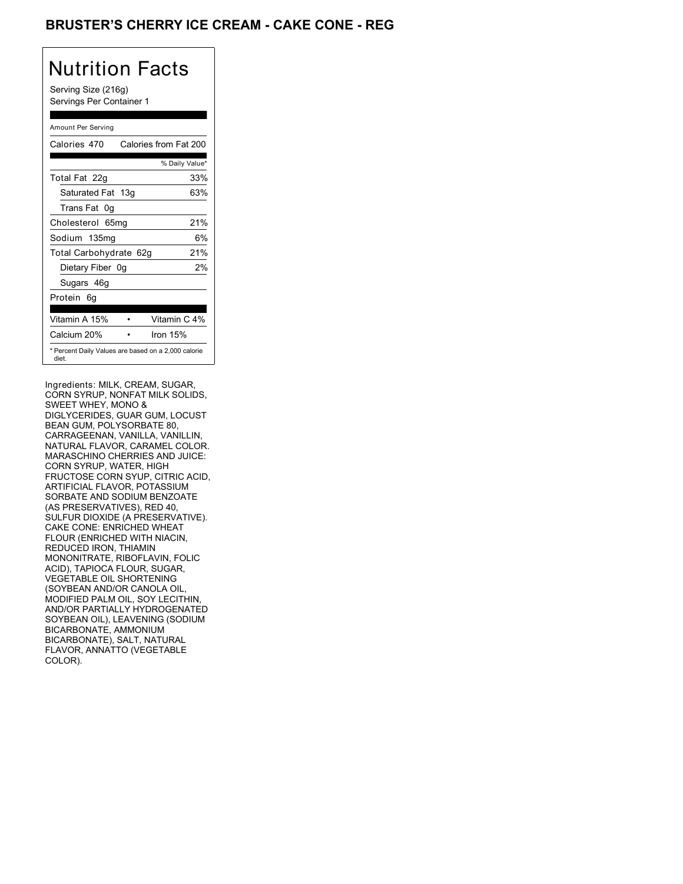# BRUSTER'S CHERRY ICE CREAM - CAKE CONE - REG

## Nutrition Facts

Serving Size (216g)
Servings Per Container 1

Amount Per Serving

| Calories 470 | Calories from Fat 200 |
|---|---|
| | % Daily Value* |
| Total Fat 22g | 33% |
| Saturated Fat 13g | 63% |
| Trans Fat 0g | |
| Cholesterol 65mg | 21% |
| Sodium 135mg | 6% |
| Total Carbohydrate 62g | 21% |
| Dietary Fiber 0g | 2% |
| Sugars 46g | |
| Protein 6g | |
| Vitamin A 15% • | Vitamin C 4% |
| Calcium 20% • | Iron 15% |

* Percent Daily Values are based on a 2,000 calorie diet.

Ingredients: MILK, CREAM, SUGAR, CORN SYRUP, NONFAT MILK SOLIDS, SWEET WHEY, MONO & DIGLYCERIDES, GUAR GUM, LOCUST BEAN GUM, POLYSORBATE 80, CARRAGEENAN, VANILLA, VANILLIN, NATURAL FLAVOR, CARAMEL COLOR. MARASCHINO CHERRIES AND JUICE: CORN SYRUP, WATER, HIGH FRUCTOSE CORN SYUP, CITRIC ACID, ARTIFICIAL FLAVOR, POTASSIUM SORBATE AND SODIUM BENZOATE (AS PRESERVATIVES), RED 40, SULFUR DIOXIDE (A PRESERVATIVE). CAKE CONE: ENRICHED WHEAT FLOUR (ENRICHED WITH NIACIN, REDUCED IRON, THIAMIN MONONITRATE, RIBOFLAVIN, FOLIC ACID), TAPIOCA FLOUR, SUGAR, VEGETABLE OIL SHORTENING (SOYBEAN AND/OR CANOLA OIL, MODIFIED PALM OIL, SOY LECITHIN, AND/OR PARTIALLY HYDROGENATED SOYBEAN OIL), LEAVENING (SODIUM BICARBONATE, AMMONIUM BICARBONATE), SALT, NATURAL FLAVOR, ANNATTO (VEGETABLE COLOR).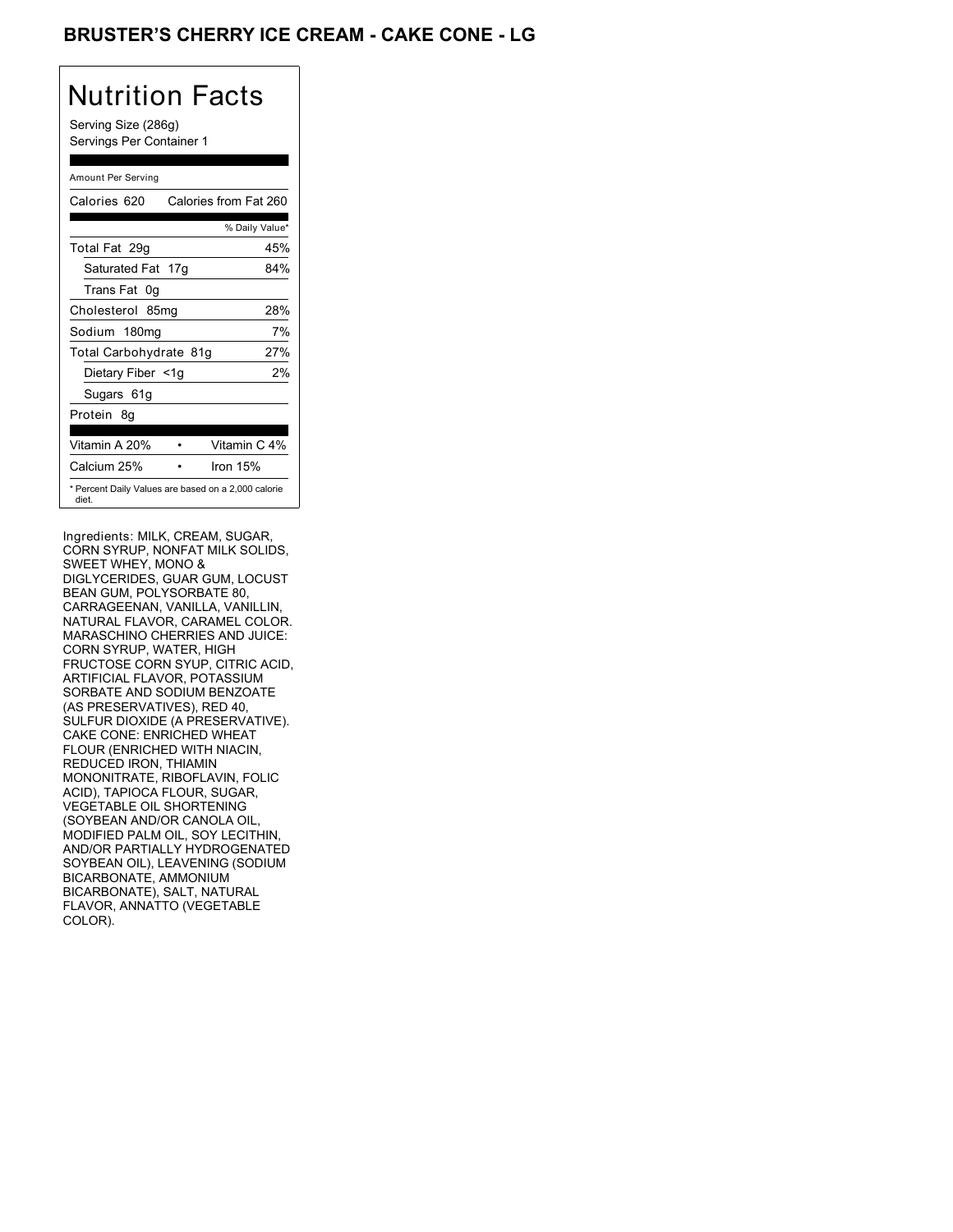# BRUSTER'S CHERRY ICE CREAM - CAKE CONE - LG

## Nutrition Facts

Serving Size (286g)
Servings Per Container 1

| Amount Per Serving | |
|---|---|
| Calories 620 | Calories from Fat 260 |
| | % Daily Value* |
| Total Fat 29g | 45% |
| Saturated Fat 17g | 84% |
| Trans Fat 0g | |
| Cholesterol 85mg | 28% |
| Sodium 180mg | 7% |
| Total Carbohydrate 81g | 27% |
| Dietary Fiber <1g | 2% |
| Sugars 61g | |
| Protein 8g | |
| Vitamin A 20% | Vitamin C 4% |
| Calcium 25% | Iron 15% |

* Percent Daily Values are based on a 2,000 calorie diet.

Ingredients: MILK, CREAM, SUGAR, CORN SYRUP, NONFAT MILK SOLIDS, SWEET WHEY, MONO & DIGLYCERIDES, GUAR GUM, LOCUST BEAN GUM, POLYSORBATE 80, CARRAGEENAN, VANILLA, VANILLIN, NATURAL FLAVOR, CARAMEL COLOR. MARASCHINO CHERRIES AND JUICE: CORN SYRUP, WATER, HIGH FRUCTOSE CORN SYUP, CITRIC ACID, ARTIFICIAL FLAVOR, POTASSIUM SORBATE AND SODIUM BENZOATE (AS PRESERVATIVES), RED 40, SULFUR DIOXIDE (A PRESERVATIVE). CAKE CONE: ENRICHED WHEAT FLOUR (ENRICHED WITH NIACIN, REDUCED IRON, THIAMIN MONONITRATE, RIBOFLAVIN, FOLIC ACID), TAPIOCA FLOUR, SUGAR, VEGETABLE OIL SHORTENING (SOYBEAN AND/OR CANOLA OIL, MODIFIED PALM OIL, SOY LECITHIN, AND/OR PARTIALLY HYDROGENATED SOYBEAN OIL), LEAVENING (SODIUM BICARBONATE, AMMONIUM BICARBONATE), SALT, NATURAL FLAVOR, ANNATTO (VEGETABLE COLOR).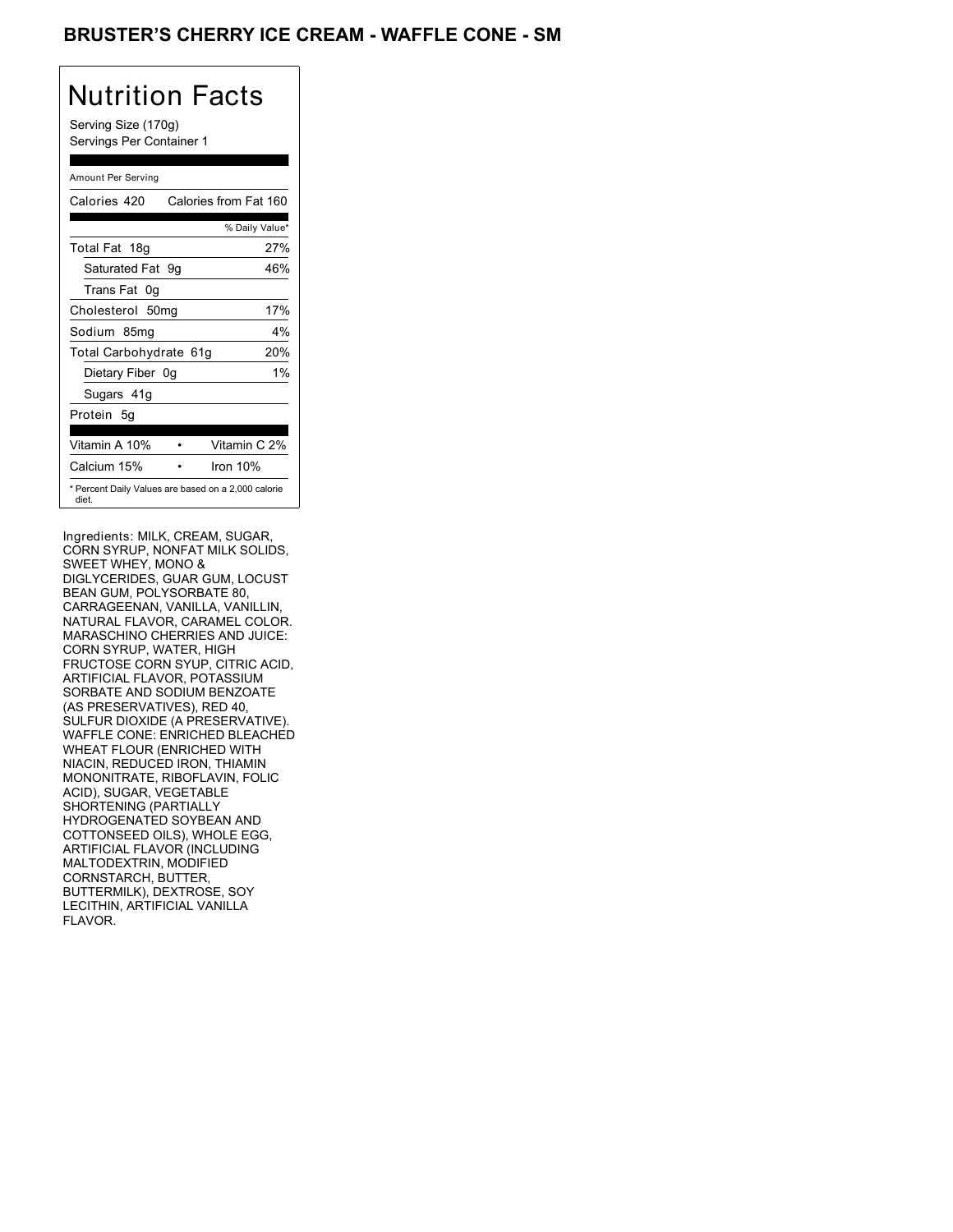# BRUSTER'S CHERRY ICE CREAM - WAFFLE CONE - SM

## Nutrition Facts

Serving Size (170g)
Servings Per Container 1

Amount Per Serving

| Calories 420 | Calories from Fat 160 |
|---|---|
| | % Daily Value* |
| Total Fat 18g | 27% |
| Saturated Fat 9g | 46% |
| Trans Fat 0g | |
| Cholesterol 50mg | 17% |
| Sodium 85mg | 4% |
| Total Carbohydrate 61g | 20% |
| Dietary Fiber 0g | 1% |
| Sugars 41g | |
| Protein 5g | |

| Vitamin A 10% | • | Vitamin C 2% |
|---|---|---|
| Calcium 15% | • | Iron 10% |

* Percent Daily Values are based on a 2,000 calorie diet.

Ingredients: MILK, CREAM, SUGAR, CORN SYRUP, NONFAT MILK SOLIDS, SWEET WHEY, MONO & DIGLYCERIDES, GUAR GUM, LOCUST BEAN GUM, POLYSORBATE 80, CARRAGEENAN, VANILLA, VANILLIN, NATURAL FLAVOR, CARAMEL COLOR. MARASCHINO CHERRIES AND JUICE: CORN SYRUP, WATER, HIGH FRUCTOSE CORN SYUP, CITRIC ACID, ARTIFICIAL FLAVOR, POTASSIUM SORBATE AND SODIUM BENZOATE (AS PRESERVATIVES), RED 40, SULFUR DIOXIDE (A PRESERVATIVE). WAFFLE CONE: ENRICHED BLEACHED WHEAT FLOUR (ENRICHED WITH NIACIN, REDUCED IRON, THIAMIN MONONITRATE, RIBOFLAVIN, FOLIC ACID), SUGAR, VEGETABLE SHORTENING (PARTIALLY HYDROGENATED SOYBEAN AND COTTONSEED OILS), WHOLE EGG, ARTIFICIAL FLAVOR (INCLUDING MALTODEXTRIN, MODIFIED CORNSTARCH, BUTTER, BUTTERMILK), DEXTROSE, SOY LECITHIN, ARTIFICIAL VANILLA FLAVOR.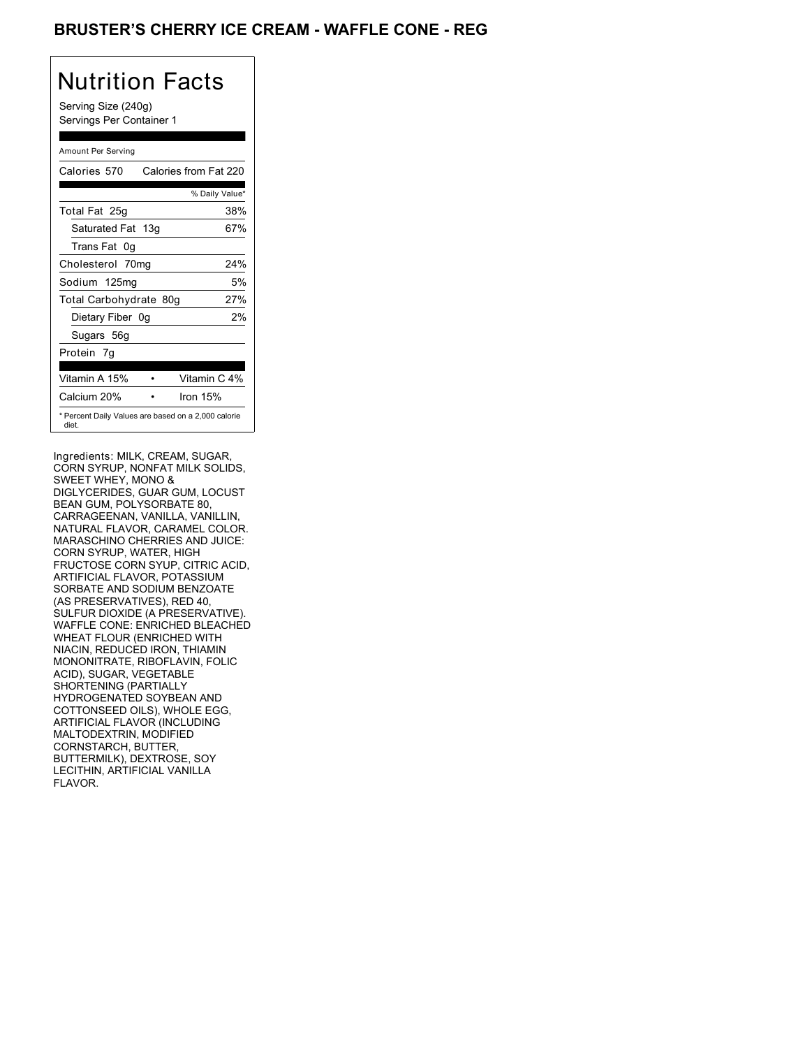## BRUSTER'S CHERRY ICE CREAM - WAFFLE CONE - REG

# Nutrition Facts

Serving Size (240g)
Servings Per Container 1

Amount Per Serving

| | |
|---|---|
| Calories 570 | Calories from Fat 220 |
| | % Daily Value* |
| Total Fat 25g | 38% |
| Saturated Fat 13g | 67% |
| Trans Fat 0g | |
| Cholesterol 70mg | 24% |
| Sodium 125mg | 5% |
| Total Carbohydrate 80g | 27% |
| Dietary Fiber 0g | 2% |
| Sugars 56g | |
| Protein 7g | |
| Vitamin A 15% • | Vitamin C 4% |
| Calcium 20% • | Iron 15% |

* Percent Daily Values are based on a 2,000 calorie diet.

Ingredients: MILK, CREAM, SUGAR, CORN SYRUP, NONFAT MILK SOLIDS, SWEET WHEY, MONO & DIGLYCERIDES, GUAR GUM, LOCUST BEAN GUM, POLYSORBATE 80, CARRAGEENAN, VANILLA, VANILLIN, NATURAL FLAVOR, CARAMEL COLOR. MARASCHINO CHERRIES AND JUICE: CORN SYRUP, WATER, HIGH FRUCTOSE CORN SYUP, CITRIC ACID, ARTIFICIAL FLAVOR, POTASSIUM SORBATE AND SODIUM BENZOATE (AS PRESERVATIVES), RED 40, SULFUR DIOXIDE (A PRESERVATIVE). WAFFLE CONE: ENRICHED BLEACHED WHEAT FLOUR (ENRICHED WITH NIACIN, REDUCED IRON, THIAMIN MONONITRATE, RIBOFLAVIN, FOLIC ACID), SUGAR, VEGETABLE SHORTENING (PARTIALLY HYDROGENATED SOYBEAN AND COTTONSEED OILS), WHOLE EGG, ARTIFICIAL FLAVOR (INCLUDING MALTODEXTRIN, MODIFIED CORNSTARCH, BUTTER, BUTTERMILK), DEXTROSE, SOY LECITHIN, ARTIFICIAL VANILLA FLAVOR.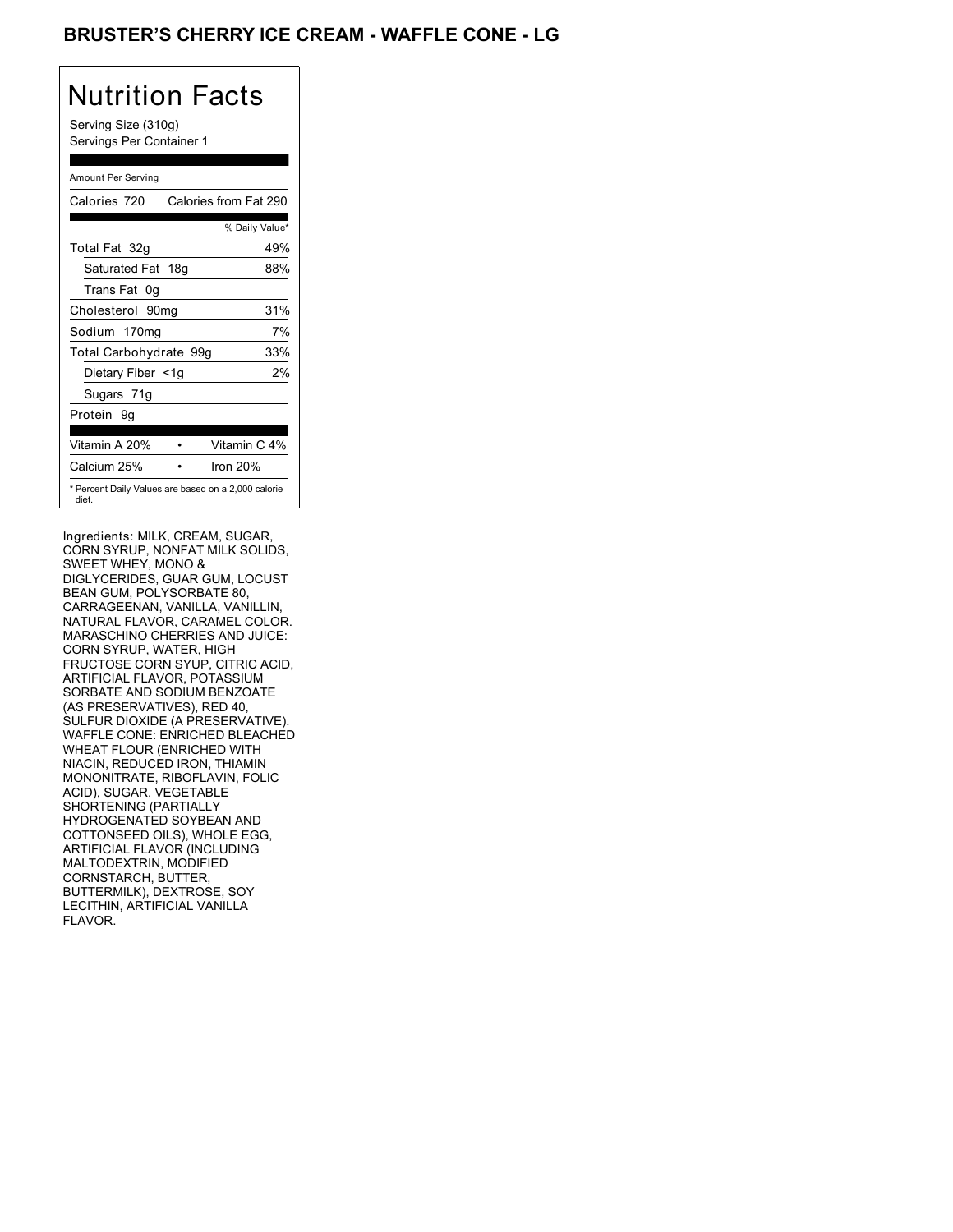# BRUSTER'S CHERRY ICE CREAM - WAFFLE CONE - LG

## Nutrition Facts

Serving Size (310g)
Servings Per Container 1

Amount Per Serving

| | |
|---|---|
| Calories 720 | Calories from Fat 290 |
| | % Daily Value* |
| Total Fat 32g | 49% |
| Saturated Fat 18g | 88% |
| Trans Fat 0g | |
| Cholesterol 90mg | 31% |
| Sodium 170mg | 7% |
| Total Carbohydrate 99g | 33% |
| Dietary Fiber <1g | 2% |
| Sugars 71g | |
| Protein 9g | |
| Vitamin A 20% | Vitamin C 4% |
| Calcium 25% | Iron 20% |

* Percent Daily Values are based on a 2,000 calorie diet.

Ingredients: MILK, CREAM, SUGAR, CORN SYRUP, NONFAT MILK SOLIDS, SWEET WHEY, MONO & DIGLYCERIDES, GUAR GUM, LOCUST BEAN GUM, POLYSORBATE 80, CARRAGEENAN, VANILLA, VANILLIN, NATURAL FLAVOR, CARAMEL COLOR. MARASCHINO CHERRIES AND JUICE: CORN SYRUP, WATER, HIGH FRUCTOSE CORN SYUP, CITRIC ACID, ARTIFICIAL FLAVOR, POTASSIUM SORBATE AND SODIUM BENZOATE (AS PRESERVATIVES), RED 40, SULFUR DIOXIDE (A PRESERVATIVE). WAFFLE CONE: ENRICHED BLEACHED WHEAT FLOUR (ENRICHED WITH NIACIN, REDUCED IRON, THIAMIN MONONITRATE, RIBOFLAVIN, FOLIC ACID), SUGAR, VEGETABLE SHORTENING (PARTIALLY HYDROGENATED SOYBEAN AND COTTONSEED OILS), WHOLE EGG, ARTIFICIAL FLAVOR (INCLUDING MALTODEXTRIN, MODIFIED CORNSTARCH, BUTTER, BUTTERMILK), DEXTROSE, SOY LECITHIN, ARTIFICIAL VANILLA FLAVOR.